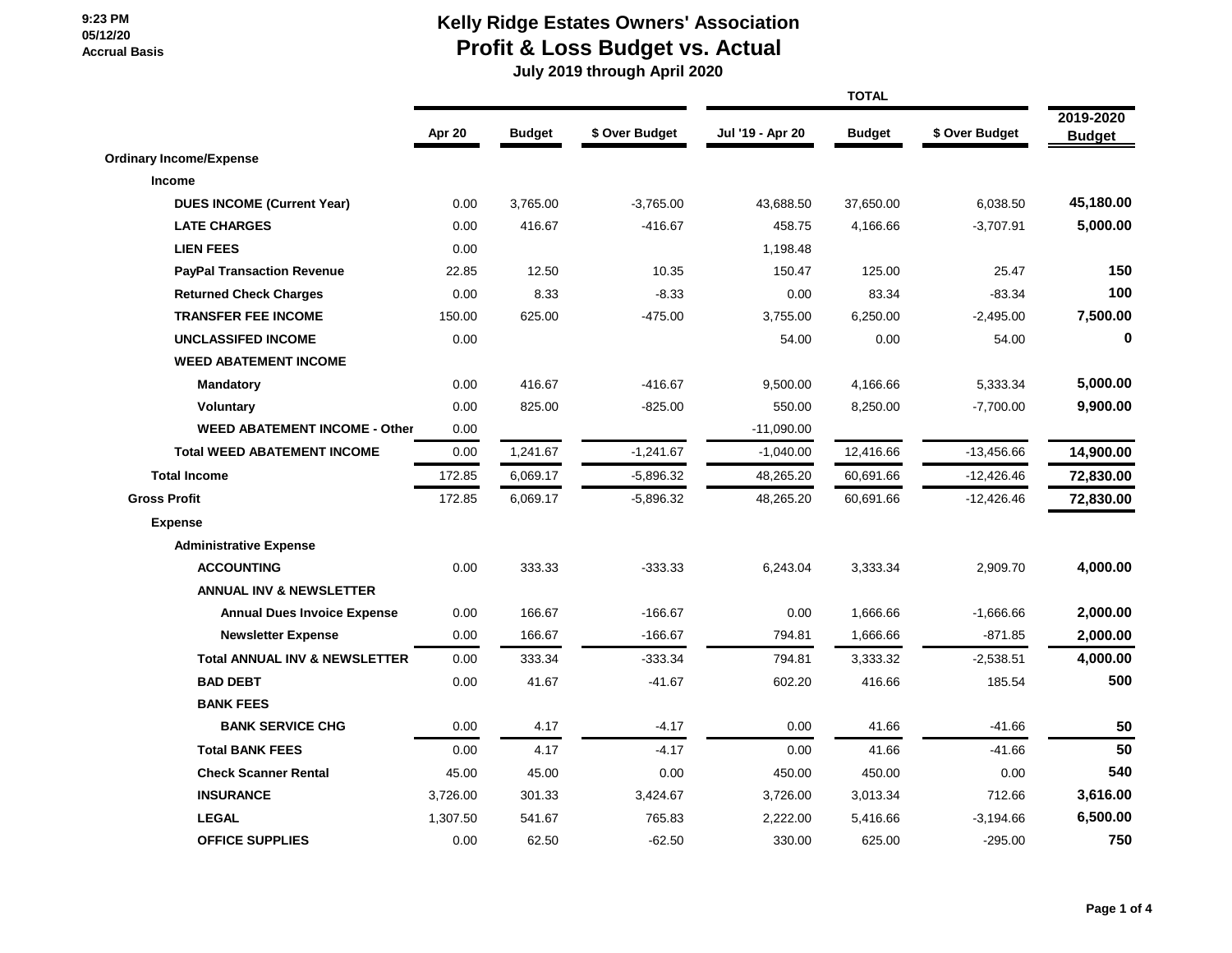9:23 PM
05/12/20
Accrual Basis

# Kelly Ridge Estates Owners' Association
## Profit & Loss Budget vs. Actual
### July 2019 through April 2020

| | Apr 20 | Budget | $ Over Budget | TOTAL Jul '19 - Apr 20 | Budget | $ Over Budget | 2019-2020 Budget |
|---|---|---|---|---|---|---|---|
| **Ordinary Income/Expense** | | | | | | | |
| **Income** | | | | | | | |
| **DUES INCOME (Current Year)** | 0.00 | 3,765.00 | -3,765.00 | 43,688.50 | 37,650.00 | 6,038.50 | **45,180.00** |
| **LATE CHARGES** | 0.00 | 416.67 | -416.67 | 458.75 | 4,166.66 | -3,707.91 | **5,000.00** |
| **LIEN FEES** | 0.00 | | | 1,198.48 | | | |
| **PayPal Transaction Revenue** | 22.85 | 12.50 | 10.35 | 150.47 | 125.00 | 25.47 | **150** |
| **Returned Check Charges** | 0.00 | 8.33 | -8.33 | 0.00 | 83.34 | -83.34 | **100** |
| **TRANSFER FEE INCOME** | 150.00 | 625.00 | -475.00 | 3,755.00 | 6,250.00 | -2,495.00 | **7,500.00** |
| **UNCLASSIFED INCOME** | 0.00 | | | 54.00 | 0.00 | 54.00 | **0** |
| **WEED ABATEMENT INCOME** | | | | | | | |
| **Mandatory** | 0.00 | 416.67 | -416.67 | 9,500.00 | 4,166.66 | 5,333.34 | **5,000.00** |
| **Voluntary** | 0.00 | 825.00 | -825.00 | 550.00 | 8,250.00 | -7,700.00 | **9,900.00** |
| **WEED ABATEMENT INCOME - Other** | 0.00 | | | -11,090.00 | | | |
| **Total WEED ABATEMENT INCOME** | 0.00 | 1,241.67 | -1,241.67 | -1,040.00 | 12,416.66 | -13,456.66 | **14,900.00** |
| **Total Income** | 172.85 | 6,069.17 | -5,896.32 | 48,265.20 | 60,691.66 | -12,426.46 | **72,830.00** |
| **Gross Profit** | 172.85 | 6,069.17 | -5,896.32 | 48,265.20 | 60,691.66 | -12,426.46 | **72,830.00** |
| **Expense** | | | | | | | |
| **Administrative Expense** | | | | | | | |
| **ACCOUNTING** | 0.00 | 333.33 | -333.33 | 6,243.04 | 3,333.34 | 2,909.70 | **4,000.00** |
| **ANNUAL INV & NEWSLETTER** | | | | | | | |
| **Annual Dues Invoice Expense** | 0.00 | 166.67 | -166.67 | 0.00 | 1,666.66 | -1,666.66 | **2,000.00** |
| **Newsletter Expense** | 0.00 | 166.67 | -166.67 | 794.81 | 1,666.66 | -871.85 | **2,000.00** |
| **Total ANNUAL INV & NEWSLETTER** | 0.00 | 333.34 | -333.34 | 794.81 | 3,333.32 | -2,538.51 | **4,000.00** |
| **BAD DEBT** | 0.00 | 41.67 | -41.67 | 602.20 | 416.66 | 185.54 | **500** |
| **BANK FEES** | | | | | | | |
| **BANK SERVICE CHG** | 0.00 | 4.17 | -4.17 | 0.00 | 41.66 | -41.66 | **50** |
| **Total BANK FEES** | 0.00 | 4.17 | -4.17 | 0.00 | 41.66 | -41.66 | **50** |
| **Check Scanner Rental** | 45.00 | 45.00 | 0.00 | 450.00 | 450.00 | 0.00 | **540** |
| **INSURANCE** | 3,726.00 | 301.33 | 3,424.67 | 3,726.00 | 3,013.34 | 712.66 | **3,616.00** |
| **LEGAL** | 1,307.50 | 541.67 | 765.83 | 2,222.00 | 5,416.66 | -3,194.66 | **6,500.00** |
| **OFFICE SUPPLIES** | 0.00 | 62.50 | -62.50 | 330.00 | 625.00 | -295.00 | **750** |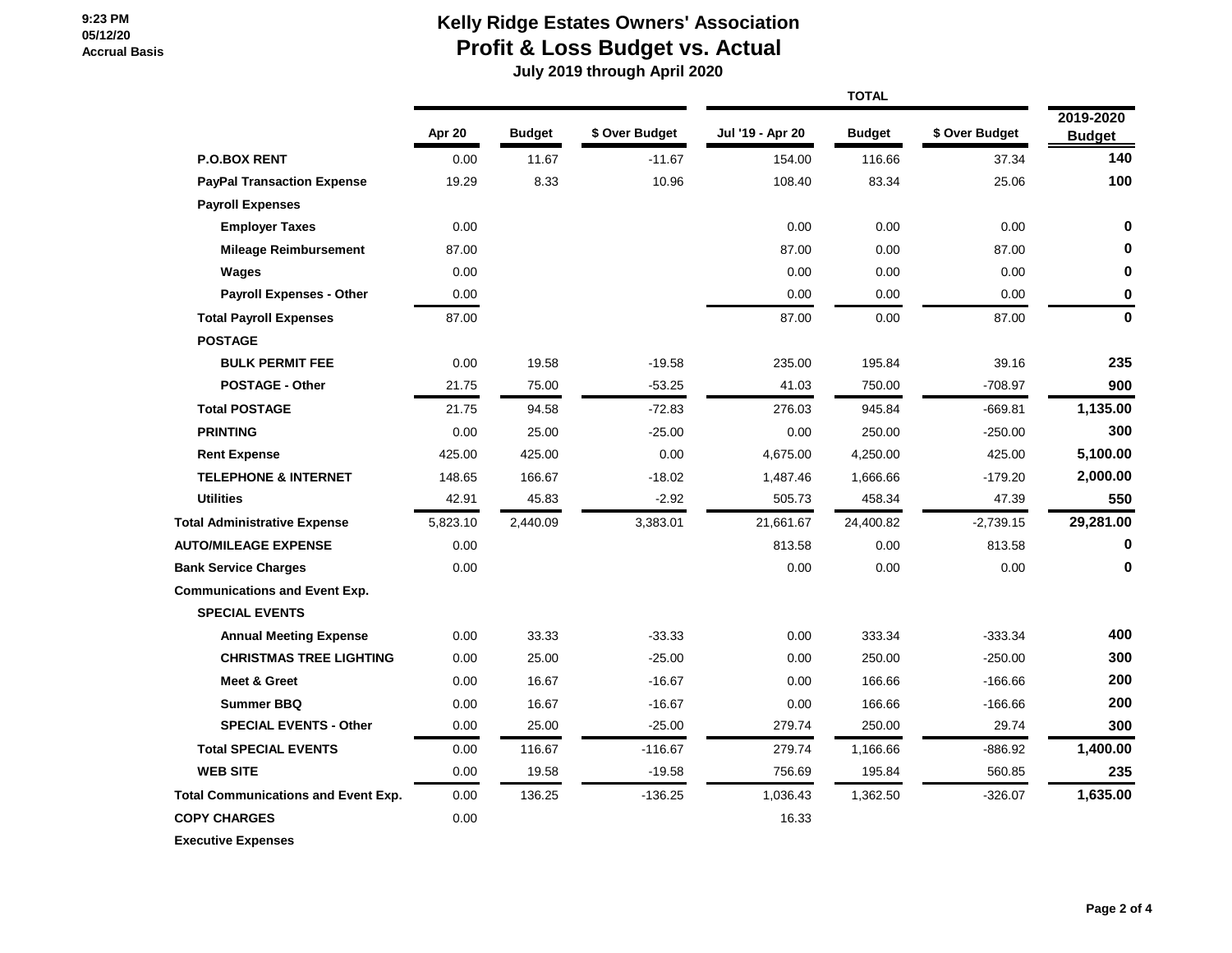# Kelly Ridge Estates Owners' Association

## Profit & Loss Budget vs. Actual

**July 2019 through April 2020**

9:23 PM
05/12/20
Accrual Basis

| | Apr 20 | Budget | $ Over Budget | Jul '19 - Apr 20 | Budget | $ Over Budget | 2019-2020 Budget |
|---|---|---|---|---|---|---|---|
| **P.O.BOX RENT** | 0.00 | 11.67 | -11.67 | 154.00 | 116.66 | 37.34 | 140 |
| **PayPal Transaction Expense** | 19.29 | 8.33 | 10.96 | 108.40 | 83.34 | 25.06 | 100 |
| **Payroll Expenses** | | | | | | | |
| **Employer Taxes** | 0.00 | | | 0.00 | 0.00 | 0.00 | 0 |
| **Mileage Reimbursement** | 87.00 | | | 87.00 | 0.00 | 87.00 | 0 |
| **Wages** | 0.00 | | | 0.00 | 0.00 | 0.00 | 0 |
| **Payroll Expenses - Other** | 0.00 | | | 0.00 | 0.00 | 0.00 | 0 |
| **Total Payroll Expenses** | 87.00 | | | 87.00 | 0.00 | 87.00 | 0 |
| **POSTAGE** | | | | | | | |
| **BULK PERMIT FEE** | 0.00 | 19.58 | -19.58 | 235.00 | 195.84 | 39.16 | 235 |
| **POSTAGE - Other** | 21.75 | 75.00 | -53.25 | 41.03 | 750.00 | -708.97 | 900 |
| **Total POSTAGE** | 21.75 | 94.58 | -72.83 | 276.03 | 945.84 | -669.81 | 1,135.00 |
| **PRINTING** | 0.00 | 25.00 | -25.00 | 0.00 | 250.00 | -250.00 | 300 |
| **Rent Expense** | 425.00 | 425.00 | 0.00 | 4,675.00 | 4,250.00 | 425.00 | 5,100.00 |
| **TELEPHONE & INTERNET** | 148.65 | 166.67 | -18.02 | 1,487.46 | 1,666.66 | -179.20 | 2,000.00 |
| **Utilities** | 42.91 | 45.83 | -2.92 | 505.73 | 458.34 | 47.39 | 550 |
| **Total Administrative Expense** | 5,823.10 | 2,440.09 | 3,383.01 | 21,661.67 | 24,400.82 | -2,739.15 | 29,281.00 |
| **AUTO/MILEAGE EXPENSE** | 0.00 | | | 813.58 | 0.00 | 813.58 | 0 |
| **Bank Service Charges** | 0.00 | | | 0.00 | 0.00 | 0.00 | 0 |
| **Communications and Event Exp.** | | | | | | | |
| **SPECIAL EVENTS** | | | | | | | |
| **Annual Meeting Expense** | 0.00 | 33.33 | -33.33 | 0.00 | 333.34 | -333.34 | 400 |
| **CHRISTMAS TREE LIGHTING** | 0.00 | 25.00 | -25.00 | 0.00 | 250.00 | -250.00 | 300 |
| **Meet & Greet** | 0.00 | 16.67 | -16.67 | 0.00 | 166.66 | -166.66 | 200 |
| **Summer BBQ** | 0.00 | 16.67 | -16.67 | 0.00 | 166.66 | -166.66 | 200 |
| **SPECIAL EVENTS - Other** | 0.00 | 25.00 | -25.00 | 279.74 | 250.00 | 29.74 | 300 |
| **Total SPECIAL EVENTS** | 0.00 | 116.67 | -116.67 | 279.74 | 1,166.66 | -886.92 | 1,400.00 |
| **WEB SITE** | 0.00 | 19.58 | -19.58 | 756.69 | 195.84 | 560.85 | 235 |
| **Total Communications and Event Exp.** | 0.00 | 136.25 | -136.25 | 1,036.43 | 1,362.50 | -326.07 | 1,635.00 |
| **COPY CHARGES** | 0.00 | | | 16.33 | | | |
| **Executive Expenses** | | | | | | | |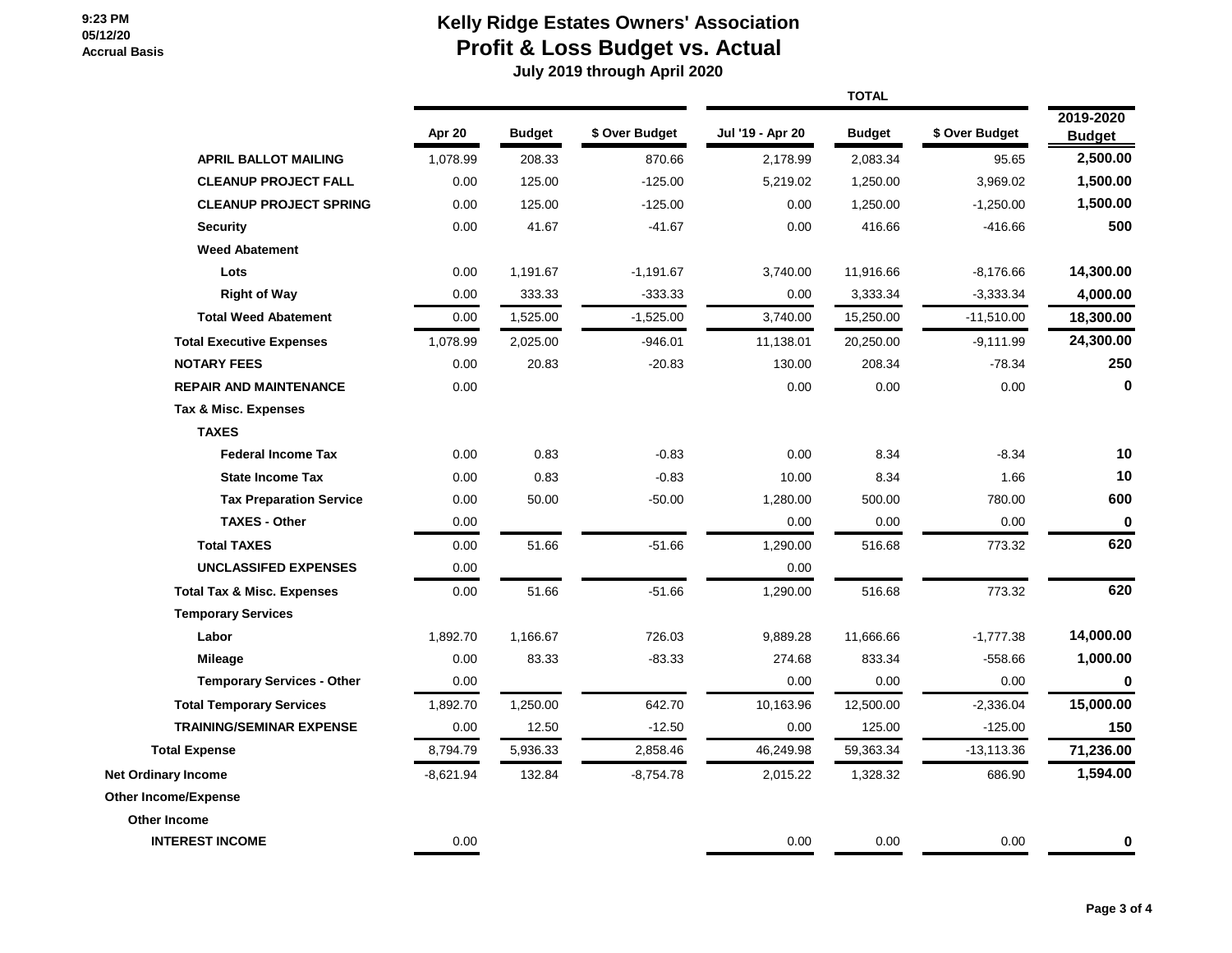9:23 PM
05/12/20
Accrual Basis

# Kelly Ridge Estates Owners' Association
## Profit & Loss Budget vs. Actual
### July 2019 through April 2020

| | Apr 20 | Budget | $ Over Budget | Jul '19 - Apr 20 | Budget | $ Over Budget | 2019-2020 Budget |
|---|---|---|---|---|---|---|---|
| | | | | TOTAL | | | |
| **APRIL BALLOT MAILING** | 1,078.99 | 208.33 | 870.66 | 2,178.99 | 2,083.34 | 95.65 | **2,500.00** |
| **CLEANUP PROJECT FALL** | 0.00 | 125.00 | -125.00 | 5,219.02 | 1,250.00 | 3,969.02 | **1,500.00** |
| **CLEANUP PROJECT SPRING** | 0.00 | 125.00 | -125.00 | 0.00 | 1,250.00 | -1,250.00 | **1,500.00** |
| **Security** | 0.00 | 41.67 | -41.67 | 0.00 | 416.66 | -416.66 | **500** |
| **Weed Abatement** | | | | | | | |
| **Lots** | 0.00 | 1,191.67 | -1,191.67 | 3,740.00 | 11,916.66 | -8,176.66 | **14,300.00** |
| **Right of Way** | 0.00 | 333.33 | -333.33 | 0.00 | 3,333.34 | -3,333.34 | **4,000.00** |
| **Total Weed Abatement** | 0.00 | 1,525.00 | -1,525.00 | 3,740.00 | 15,250.00 | -11,510.00 | **18,300.00** |
| **Total Executive Expenses** | 1,078.99 | 2,025.00 | -946.01 | 11,138.01 | 20,250.00 | -9,111.99 | **24,300.00** |
| **NOTARY FEES** | 0.00 | 20.83 | -20.83 | 130.00 | 208.34 | -78.34 | **250** |
| **REPAIR AND MAINTENANCE** | 0.00 | | | 0.00 | 0.00 | 0.00 | **0** |
| **Tax & Misc. Expenses** | | | | | | | |
| **TAXES** | | | | | | | |
| **Federal Income Tax** | 0.00 | 0.83 | -0.83 | 0.00 | 8.34 | -8.34 | **10** |
| **State Income Tax** | 0.00 | 0.83 | -0.83 | 10.00 | 8.34 | 1.66 | **10** |
| **Tax Preparation Service** | 0.00 | 50.00 | -50.00 | 1,280.00 | 500.00 | 780.00 | **600** |
| **TAXES - Other** | 0.00 | | | 0.00 | 0.00 | 0.00 | **0** |
| **Total TAXES** | 0.00 | 51.66 | -51.66 | 1,290.00 | 516.68 | 773.32 | **620** |
| **UNCLASSIFED EXPENSES** | 0.00 | | | 0.00 | | | |
| **Total Tax & Misc. Expenses** | 0.00 | 51.66 | -51.66 | 1,290.00 | 516.68 | 773.32 | **620** |
| **Temporary Services** | | | | | | | |
| **Labor** | 1,892.70 | 1,166.67 | 726.03 | 9,889.28 | 11,666.66 | -1,777.38 | **14,000.00** |
| **Mileage** | 0.00 | 83.33 | -83.33 | 274.68 | 833.34 | -558.66 | **1,000.00** |
| **Temporary Services - Other** | 0.00 | | | 0.00 | 0.00 | 0.00 | **0** |
| **Total Temporary Services** | 1,892.70 | 1,250.00 | 642.70 | 10,163.96 | 12,500.00 | -2,336.04 | **15,000.00** |
| **TRAINING/SEMINAR EXPENSE** | 0.00 | 12.50 | -12.50 | 0.00 | 125.00 | -125.00 | **150** |
| **Total Expense** | 8,794.79 | 5,936.33 | 2,858.46 | 46,249.98 | 59,363.34 | -13,113.36 | **71,236.00** |
| **Net Ordinary Income** | -8,621.94 | 132.84 | -8,754.78 | 2,015.22 | 1,328.32 | 686.90 | **1,594.00** |
| **Other Income/Expense** | | | | | | | |
| **Other Income** | | | | | | | |
| **INTEREST INCOME** | 0.00 | | | 0.00 | 0.00 | 0.00 | **0** |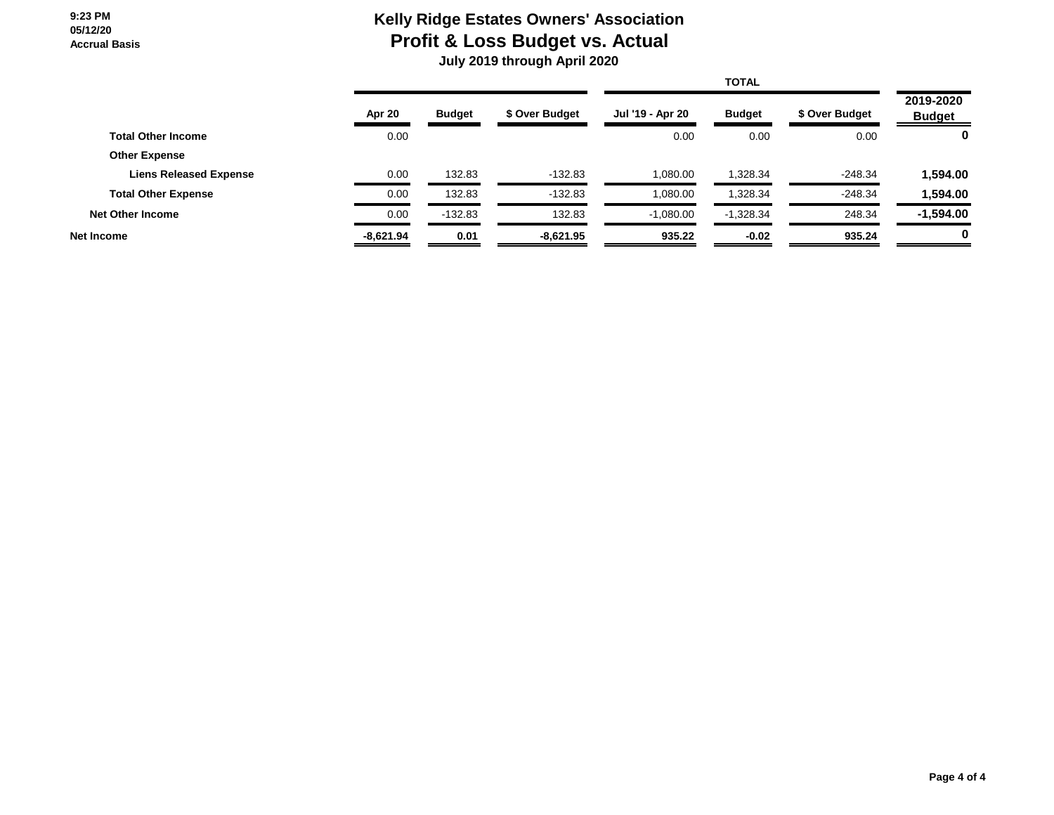9:23 PM
05/12/20
Accrual Basis

# Kelly Ridge Estates Owners' Association
## Profit & Loss Budget vs. Actual
### July 2019 through April 2020

| | Apr 20 | Budget | $ Over Budget | TOTAL Jul '19 - Apr 20 | TOTAL Budget | TOTAL $ Over Budget | 2019-2020 Budget |
|---|---|---|---|---|---|---|---|
| **Total Other Income** | 0.00 | | | 0.00 | 0.00 | 0.00 | **0** |
| **Other Expense** | | | | | | | |
| **Liens Released Expense** | 0.00 | 132.83 | -132.83 | 1,080.00 | 1,328.34 | -248.34 | **1,594.00** |
| **Total Other Expense** | 0.00 | 132.83 | -132.83 | 1,080.00 | 1,328.34 | -248.34 | **1,594.00** |
| **Net Other Income** | 0.00 | -132.83 | 132.83 | -1,080.00 | -1,328.34 | 248.34 | **-1,594.00** |
| **Net Income** | **-8,621.94** | **0.01** | **-8,621.95** | **935.22** | **-0.02** | **935.24** | **0** |